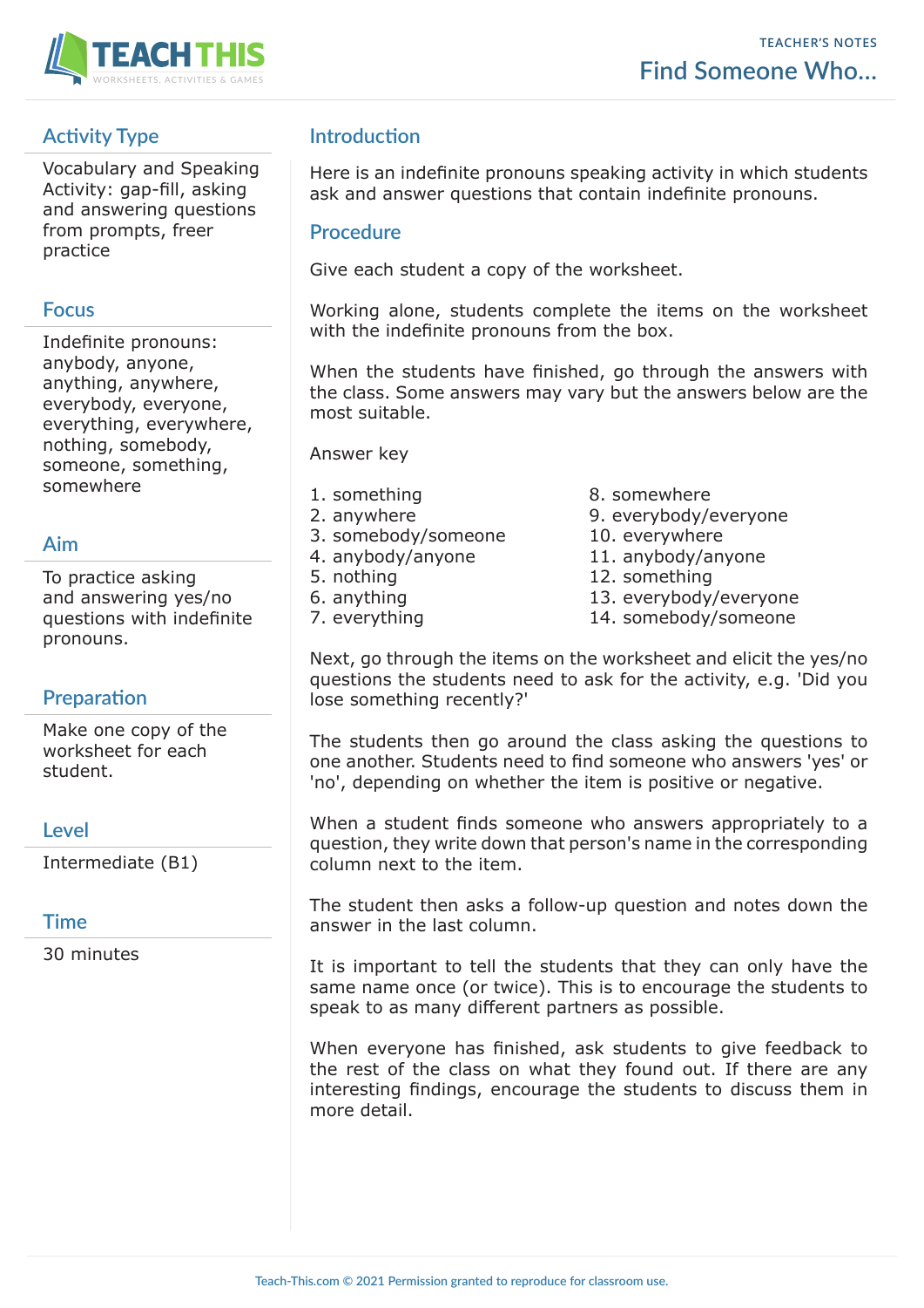TEACHER'S NOTES

# Find Someone Who...

## Activity Type

Vocabulary and Speaking Activity: gap-fill, asking and answering questions from prompts, freer practice

## Focus

Indefinite pronouns: anybody, anyone, anything, anywhere, everybody, everyone, everything, everywhere, nothing, somebody, someone, something, somewhere

## Aim

To practice asking and answering yes/no questions with indefinite pronouns.

## Preparation

Make one copy of the worksheet for each student.

## Level

Intermediate (B1)

## Time

30 minutes

## Introduction

Here is an indefinite pronouns speaking activity in which students ask and answer questions that contain indefinite pronouns.

## Procedure

Give each student a copy of the worksheet.

Working alone, students complete the items on the worksheet with the indefinite pronouns from the box.

When the students have finished, go through the answers with the class. Some answers may vary but the answers below are the most suitable.

Answer key

1. something
2. anywhere
3. somebody/someone
4. anybody/anyone
5. nothing
6. anything
7. everything
8. somewhere
9. everybody/everyone
10. everywhere
11. anybody/anyone
12. something
13. everybody/everyone
14. somebody/someone

Next, go through the items on the worksheet and elicit the yes/no questions the students need to ask for the activity, e.g. 'Did you lose something recently?'

The students then go around the class asking the questions to one another. Students need to find someone who answers 'yes' or 'no', depending on whether the item is positive or negative.

When a student finds someone who answers appropriately to a question, they write down that person's name in the corresponding column next to the item.

The student then asks a follow-up question and notes down the answer in the last column.

It is important to tell the students that they can only have the same name once (or twice). This is to encourage the students to speak to as many different partners as possible.

When everyone has finished, ask students to give feedback to the rest of the class on what they found out. If there are any interesting findings, encourage the students to discuss them in more detail.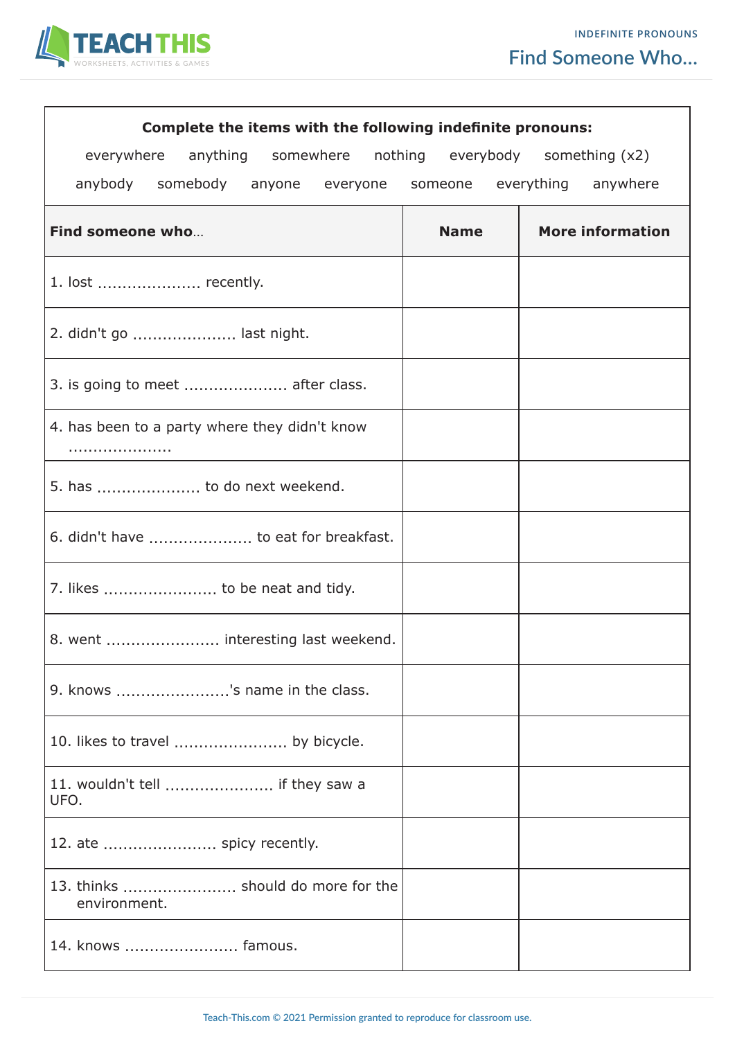# Find Someone Who...

**Complete the items with the following indefinite pronouns:**

everywhere anything somewhere nothing everybody something (x2)

anybody somebody anyone everyone someone everything anywhere

| **Find someone who...** | **Name** | **More information** |
|---|---|---|
| 1. lost .................... recently. | | |
| 2. didn't go .................... last night. | | |
| 3. is going to meet .................... after class. | | |
| 4. has been to a party where they didn't know .................... | | |
| 5. has .................... to do next weekend. | | |
| 6. didn't have .................... to eat for breakfast. | | |
| 7. likes ...................... to be neat and tidy. | | |
| 8. went ...................... interesting last weekend. | | |
| 9. knows ......................'s name in the class. | | |
| 10. likes to travel ...................... by bicycle. | | |
| 11. wouldn't tell ..................... if they saw a UFO. | | |
| 12. ate ...................... spicy recently. | | |
| 13. thinks ...................... should do more for the environment. | | |
| 14. knows ...................... famous. | | |